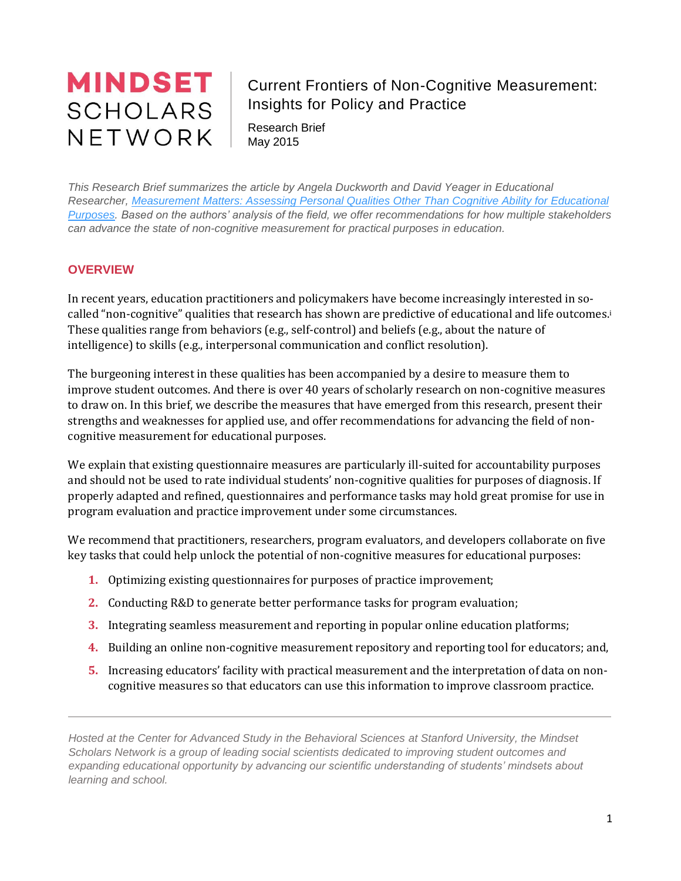**MINDSET SCHOLARS NETWORK**

# Current Frontiers of Non-Cognitive Measurement: Insights for Policy and Practice

Research Brief
May 2015

*This Research Brief summarizes the article by Angela Duckworth and David Yeager in Educational Researcher, [Measurement Matters: Assessing Personal Qualities Other Than Cognitive Ability for Educational Purposes](). Based on the authors' analysis of the field, we offer recommendations for how multiple stakeholders can advance the state of non-cognitive measurement for practical purposes in education.*

## OVERVIEW

In recent years, education practitioners and policymakers have become increasingly interested in so-called "non-cognitive" qualities that research has shown are predictive of educational and life outcomes.[i] These qualities range from behaviors (e.g., self-control) and beliefs (e.g., about the nature of intelligence) to skills (e.g., interpersonal communication and conflict resolution).

The burgeoning interest in these qualities has been accompanied by a desire to measure them to improve student outcomes. And there is over 40 years of scholarly research on non-cognitive measures to draw on. In this brief, we describe the measures that have emerged from this research, present their strengths and weaknesses for applied use, and offer recommendations for advancing the field of non-cognitive measurement for educational purposes.

We explain that existing questionnaire measures are particularly ill-suited for accountability purposes and should not be used to rate individual students' non-cognitive qualities for purposes of diagnosis. If properly adapted and refined, questionnaires and performance tasks may hold great promise for use in program evaluation and practice improvement under some circumstances.

We recommend that practitioners, researchers, program evaluators, and developers collaborate on five key tasks that could help unlock the potential of non-cognitive measures for educational purposes:

1. Optimizing existing questionnaires for purposes of practice improvement;
2. Conducting R&D to generate better performance tasks for program evaluation;
3. Integrating seamless measurement and reporting in popular online education platforms;
4. Building an online non-cognitive measurement repository and reporting tool for educators; and,
5. Increasing educators' facility with practical measurement and the interpretation of data on non-cognitive measures so that educators can use this information to improve classroom practice.

---

*Hosted at the Center for Advanced Study in the Behavioral Sciences at Stanford University, the Mindset Scholars Network is a group of leading social scientists dedicated to improving student outcomes and expanding educational opportunity by advancing our scientific understanding of students' mindsets about learning and school.*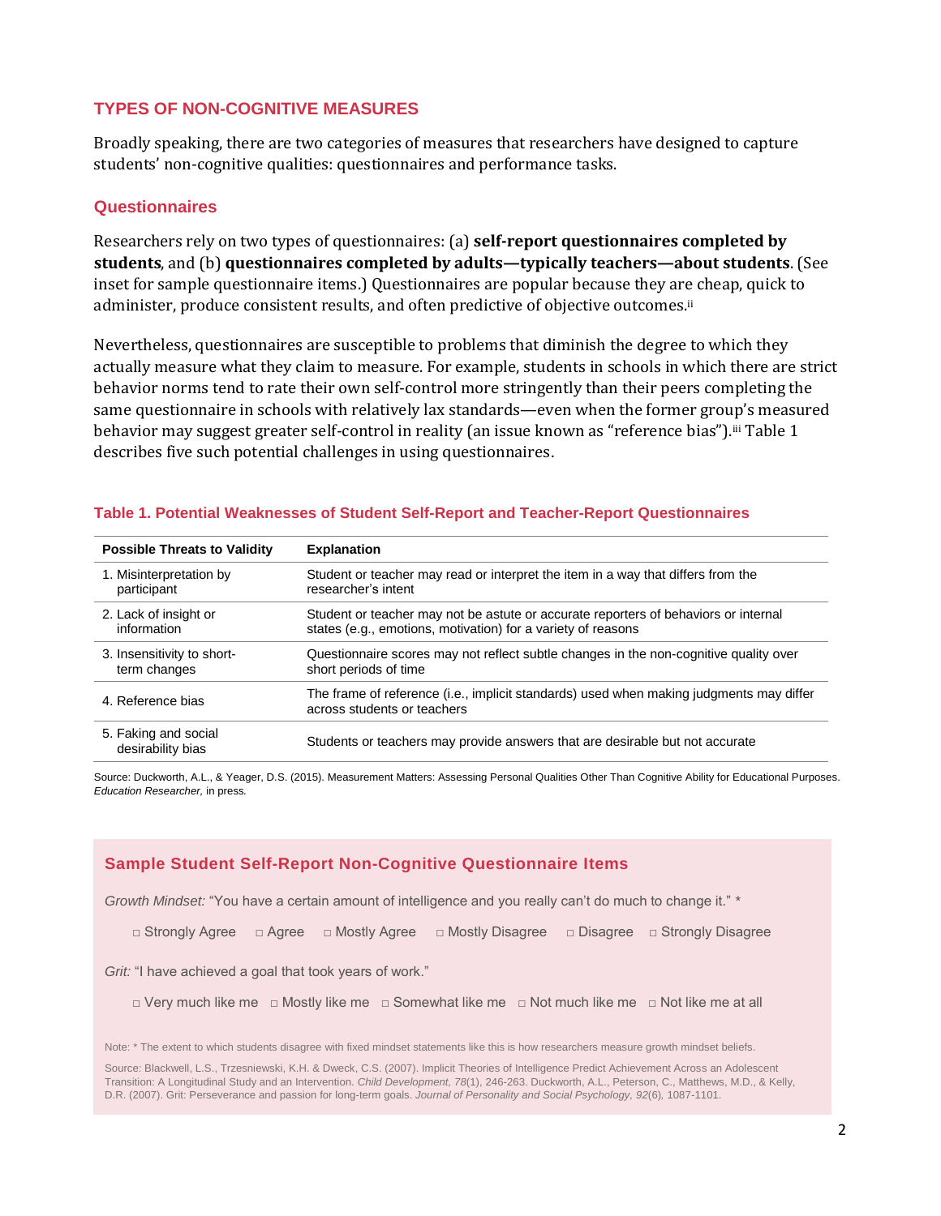## TYPES OF NON-COGNITIVE MEASURES

Broadly speaking, there are two categories of measures that researchers have designed to capture students' non-cognitive qualities: questionnaires and performance tasks.

### Questionnaires

Researchers rely on two types of questionnaires: (a) **self-report questionnaires completed by students**, and (b) **questionnaires completed by adults—typically teachers—about students**. (See inset for sample questionnaire items.) Questionnaires are popular because they are cheap, quick to administer, produce consistent results, and often predictive of objective outcomes.[ii]

Nevertheless, questionnaires are susceptible to problems that diminish the degree to which they actually measure what they claim to measure. For example, students in schools in which there are strict behavior norms tend to rate their own self-control more stringently than their peers completing the same questionnaire in schools with relatively lax standards—even when the former group's measured behavior may suggest greater self-control in reality (an issue known as "reference bias").[iii] Table 1 describes five such potential challenges in using questionnaires.

#### Table 1. Potential Weaknesses of Student Self-Report and Teacher-Report Questionnaires

| Possible Threats to Validity | Explanation |
|---|---|
| 1. Misinterpretation by participant | Student or teacher may read or interpret the item in a way that differs from the researcher's intent |
| 2. Lack of insight or information | Student or teacher may not be astute or accurate reporters of behaviors or internal states (e.g., emotions, motivation) for a variety of reasons |
| 3. Insensitivity to short-term changes | Questionnaire scores may not reflect subtle changes in the non-cognitive quality over short periods of time |
| 4. Reference bias | The frame of reference (i.e., implicit standards) used when making judgments may differ across students or teachers |
| 5. Faking and social desirability bias | Students or teachers may provide answers that are desirable but not accurate |

Source: Duckworth, A.L., & Yeager, D.S. (2015). Measurement Matters: Assessing Personal Qualities Other Than Cognitive Ability for Educational Purposes. *Education Researcher,* in press.

#### Sample Student Self-Report Non-Cognitive Questionnaire Items

*Growth Mindset:* "You have a certain amount of intelligence and you really can't do much to change it." *

□ Strongly Agree □ Agree □ Mostly Agree □ Mostly Disagree □ Disagree □ Strongly Disagree

*Grit:* "I have achieved a goal that took years of work."

□ Very much like me □ Mostly like me □ Somewhat like me □ Not much like me □ Not like me at all

Note: * The extent to which students disagree with fixed mindset statements like this is how researchers measure growth mindset beliefs.

Source: Blackwell, L.S., Trzesniewski, K.H. & Dweck, C.S. (2007). Implicit Theories of Intelligence Predict Achievement Across an Adolescent Transition: A Longitudinal Study and an Intervention. *Child Development, 78*(1), 246-263. Duckworth, A.L., Peterson, C., Matthews, M.D., & Kelly, D.R. (2007). Grit: Perseverance and passion for long-term goals. *Journal of Personality and Social Psychology, 92*(6), 1087-1101.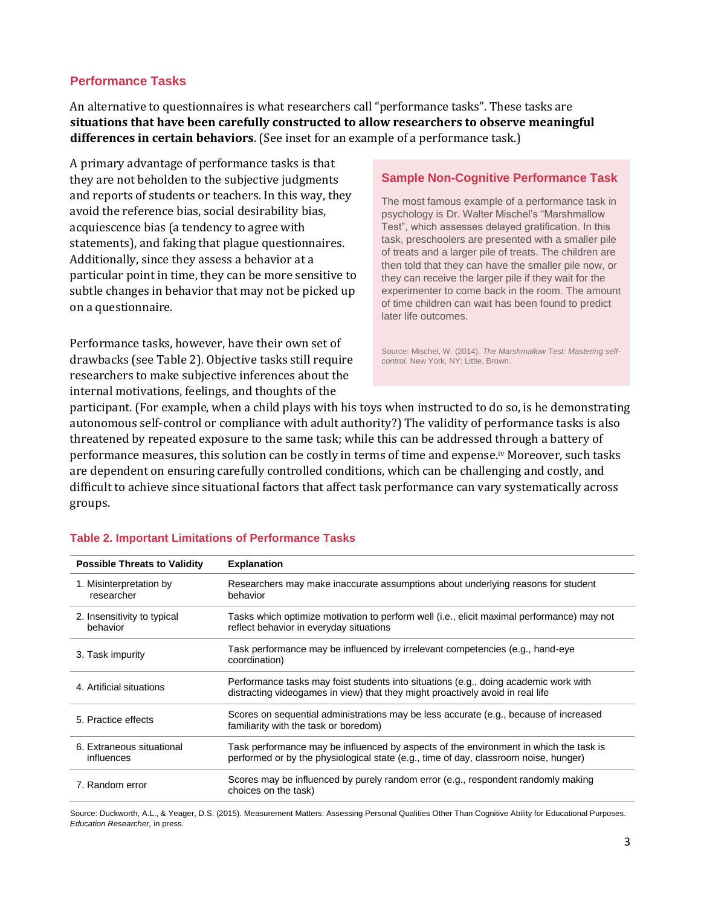## Performance Tasks

An alternative to questionnaires is what researchers call "performance tasks". These tasks are **situations that have been carefully constructed to allow researchers to observe meaningful differences in certain behaviors**. (See inset for an example of a performance task.)

A primary advantage of performance tasks is that they are not beholden to the subjective judgments and reports of students or teachers. In this way, they avoid the reference bias, social desirability bias, acquiescence bias (a tendency to agree with statements), and faking that plague questionnaires. Additionally, since they assess a behavior at a particular point in time, they can be more sensitive to subtle changes in behavior that may not be picked up on a questionnaire.

> ### Sample Non-Cognitive Performance Task
>
> The most famous example of a performance task in psychology is Dr. Walter Mischel's "Marshmallow Test", which assesses delayed gratification. In this task, preschoolers are presented with a smaller pile of treats and a larger pile of treats. The children are then told that they can have the smaller pile now, or they can receive the larger pile if they wait for the experimenter to come back in the room. The amount of time children can wait has been found to predict later life outcomes.
>
> Source: Mischel, W. (2014). *The Marshmallow Test: Mastering self-control.* New York, NY: Little, Brown.

Performance tasks, however, have their own set of drawbacks (see Table 2). Objective tasks still require researchers to make subjective inferences about the internal motivations, feelings, and thoughts of the participant. (For example, when a child plays with his toys when instructed to do so, is he demonstrating autonomous self-control or compliance with adult authority?) The validity of performance tasks is also threatened by repeated exposure to the same task; while this can be addressed through a battery of performance measures, this solution can be costly in terms of time and expense.[iv] Moreover, such tasks are dependent on ensuring carefully controlled conditions, which can be challenging and costly, and difficult to achieve since situational factors that affect task performance can vary systematically across groups.

### Table 2. Important Limitations of Performance Tasks

| Possible Threats to Validity | Explanation |
|---|---|
| 1. Misinterpretation by researcher | Researchers may make inaccurate assumptions about underlying reasons for student behavior |
| 2. Insensitivity to typical behavior | Tasks which optimize motivation to perform well (i.e., elicit maximal performance) may not reflect behavior in everyday situations |
| 3. Task impurity | Task performance may be influenced by irrelevant competencies (e.g., hand-eye coordination) |
| 4. Artificial situations | Performance tasks may foist students into situations (e.g., doing academic work with distracting videogames in view) that they might proactively avoid in real life |
| 5. Practice effects | Scores on sequential administrations may be less accurate (e.g., because of increased familiarity with the task or boredom) |
| 6. Extraneous situational influences | Task performance may be influenced by aspects of the environment in which the task is performed or by the physiological state (e.g., time of day, classroom noise, hunger) |
| 7. Random error | Scores may be influenced by purely random error (e.g., respondent randomly making choices on the task) |

Source: Duckworth, A.L., & Yeager, D.S. (2015). Measurement Matters: Assessing Personal Qualities Other Than Cognitive Ability for Educational Purposes. *Education Researcher,* in press.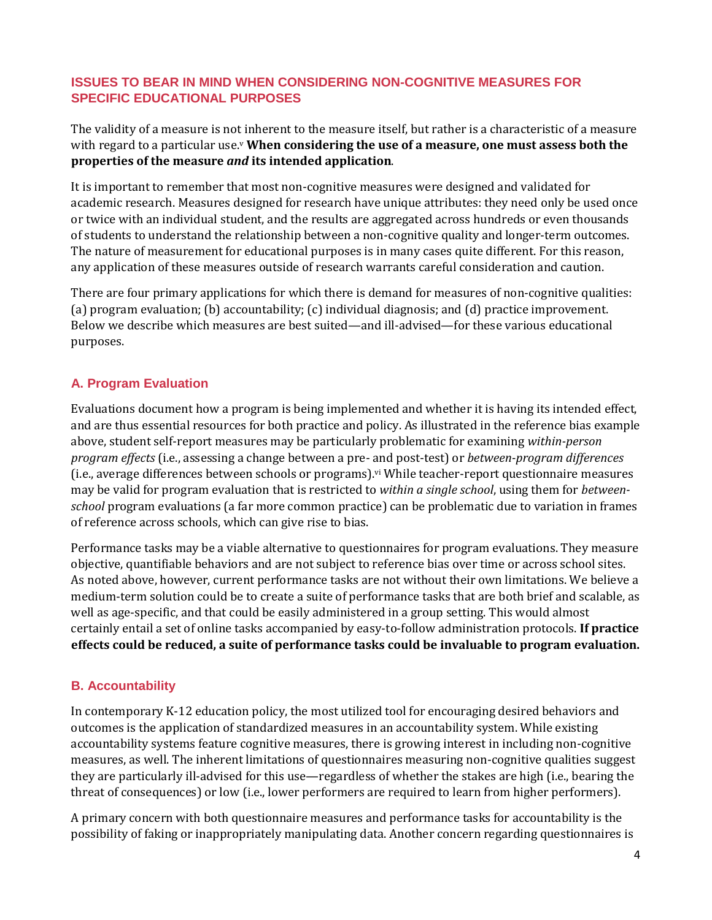## ISSUES TO BEAR IN MIND WHEN CONSIDERING NON-COGNITIVE MEASURES FOR SPECIFIC EDUCATIONAL PURPOSES

The validity of a measure is not inherent to the measure itself, but rather is a characteristic of a measure with regard to a particular use.[v] **When considering the use of a measure, one must assess both the properties of the measure *and* its intended application**.

It is important to remember that most non-cognitive measures were designed and validated for academic research. Measures designed for research have unique attributes: they need only be used once or twice with an individual student, and the results are aggregated across hundreds or even thousands of students to understand the relationship between a non-cognitive quality and longer-term outcomes. The nature of measurement for educational purposes is in many cases quite different. For this reason, any application of these measures outside of research warrants careful consideration and caution.

There are four primary applications for which there is demand for measures of non-cognitive qualities: (a) program evaluation; (b) accountability; (c) individual diagnosis; and (d) practice improvement. Below we describe which measures are best suited—and ill-advised—for these various educational purposes.

### A. Program Evaluation

Evaluations document how a program is being implemented and whether it is having its intended effect, and are thus essential resources for both practice and policy. As illustrated in the reference bias example above, student self-report measures may be particularly problematic for examining *within-person program effects* (i.e., assessing a change between a pre- and post-test) or *between-program differences* (i.e., average differences between schools or programs).[vi] While teacher-report questionnaire measures may be valid for program evaluation that is restricted to *within a single school*, using them for *between-school* program evaluations (a far more common practice) can be problematic due to variation in frames of reference across schools, which can give rise to bias.

Performance tasks may be a viable alternative to questionnaires for program evaluations. They measure objective, quantifiable behaviors and are not subject to reference bias over time or across school sites. As noted above, however, current performance tasks are not without their own limitations. We believe a medium-term solution could be to create a suite of performance tasks that are both brief and scalable, as well as age-specific, and that could be easily administered in a group setting. This would almost certainly entail a set of online tasks accompanied by easy-to-follow administration protocols. **If practice effects could be reduced, a suite of performance tasks could be invaluable to program evaluation.**

### B. Accountability

In contemporary K-12 education policy, the most utilized tool for encouraging desired behaviors and outcomes is the application of standardized measures in an accountability system. While existing accountability systems feature cognitive measures, there is growing interest in including non-cognitive measures, as well. The inherent limitations of questionnaires measuring non-cognitive qualities suggest they are particularly ill-advised for this use—regardless of whether the stakes are high (i.e., bearing the threat of consequences) or low (i.e., lower performers are required to learn from higher performers).

A primary concern with both questionnaire measures and performance tasks for accountability is the possibility of faking or inappropriately manipulating data. Another concern regarding questionnaires is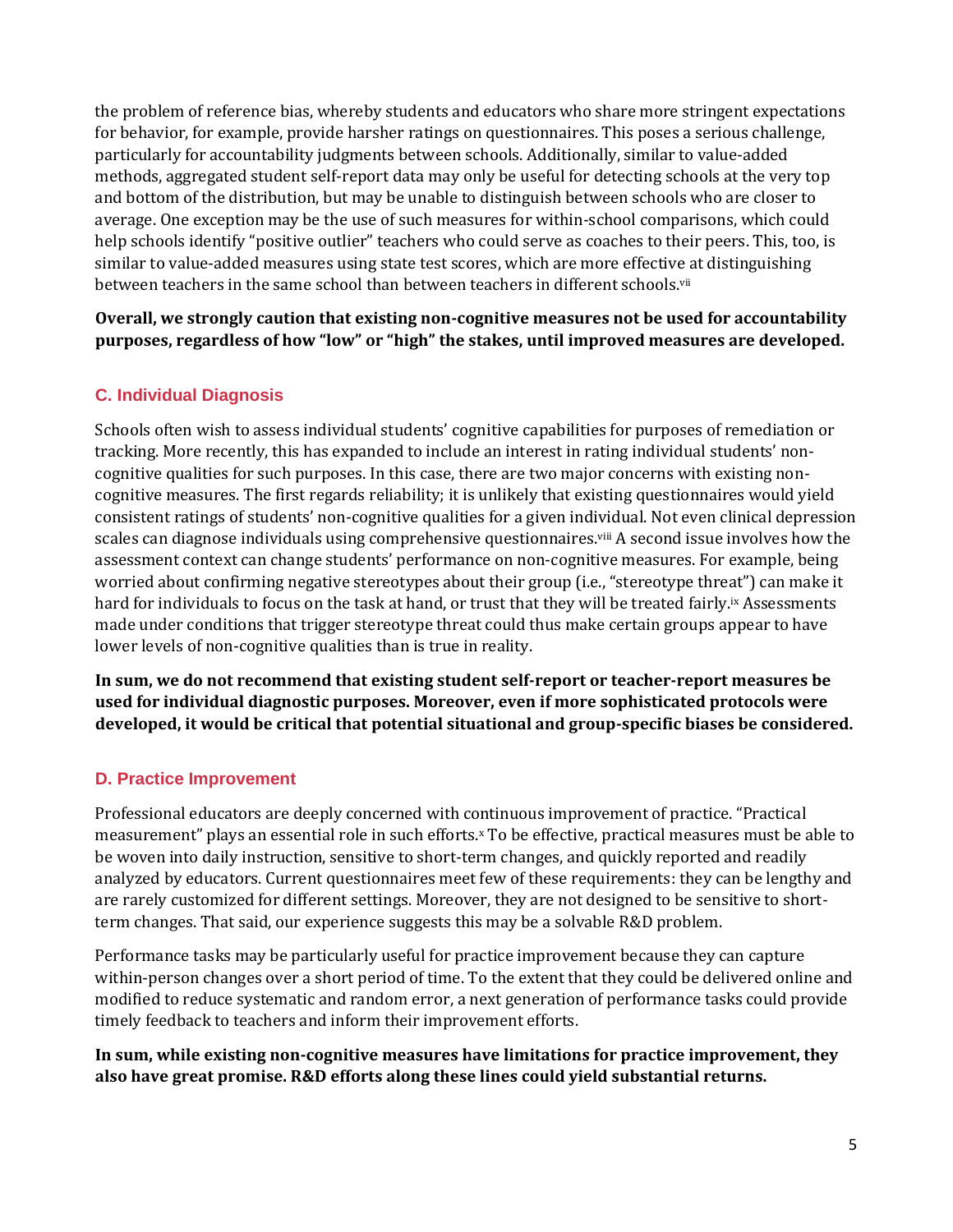the problem of reference bias, whereby students and educators who share more stringent expectations for behavior, for example, provide harsher ratings on questionnaires. This poses a serious challenge, particularly for accountability judgments between schools. Additionally, similar to value-added methods, aggregated student self-report data may only be useful for detecting schools at the very top and bottom of the distribution, but may be unable to distinguish between schools who are closer to average. One exception may be the use of such measures for within-school comparisons, which could help schools identify "positive outlier" teachers who could serve as coaches to their peers. This, too, is similar to value-added measures using state test scores, which are more effective at distinguishing between teachers in the same school than between teachers in different schools.[vii]

**Overall, we strongly caution that existing non-cognitive measures not be used for accountability purposes, regardless of how "low" or "high" the stakes, until improved measures are developed.**

### C. Individual Diagnosis

Schools often wish to assess individual students' cognitive capabilities for purposes of remediation or tracking. More recently, this has expanded to include an interest in rating individual students' non-cognitive qualities for such purposes. In this case, there are two major concerns with existing non-cognitive measures. The first regards reliability; it is unlikely that existing questionnaires would yield consistent ratings of students' non-cognitive qualities for a given individual. Not even clinical depression scales can diagnose individuals using comprehensive questionnaires.[viii] A second issue involves how the assessment context can change students' performance on non-cognitive measures. For example, being worried about confirming negative stereotypes about their group (i.e., "stereotype threat") can make it hard for individuals to focus on the task at hand, or trust that they will be treated fairly.[ix] Assessments made under conditions that trigger stereotype threat could thus make certain groups appear to have lower levels of non-cognitive qualities than is true in reality.

**In sum, we do not recommend that existing student self-report or teacher-report measures be used for individual diagnostic purposes. Moreover, even if more sophisticated protocols were developed, it would be critical that potential situational and group-specific biases be considered.**

### D. Practice Improvement

Professional educators are deeply concerned with continuous improvement of practice. "Practical measurement" plays an essential role in such efforts.[x] To be effective, practical measures must be able to be woven into daily instruction, sensitive to short-term changes, and quickly reported and readily analyzed by educators. Current questionnaires meet few of these requirements: they can be lengthy and are rarely customized for different settings. Moreover, they are not designed to be sensitive to short-term changes. That said, our experience suggests this may be a solvable R&D problem.

Performance tasks may be particularly useful for practice improvement because they can capture within-person changes over a short period of time. To the extent that they could be delivered online and modified to reduce systematic and random error, a next generation of performance tasks could provide timely feedback to teachers and inform their improvement efforts.

**In sum, while existing non-cognitive measures have limitations for practice improvement, they also have great promise. R&D efforts along these lines could yield substantial returns.**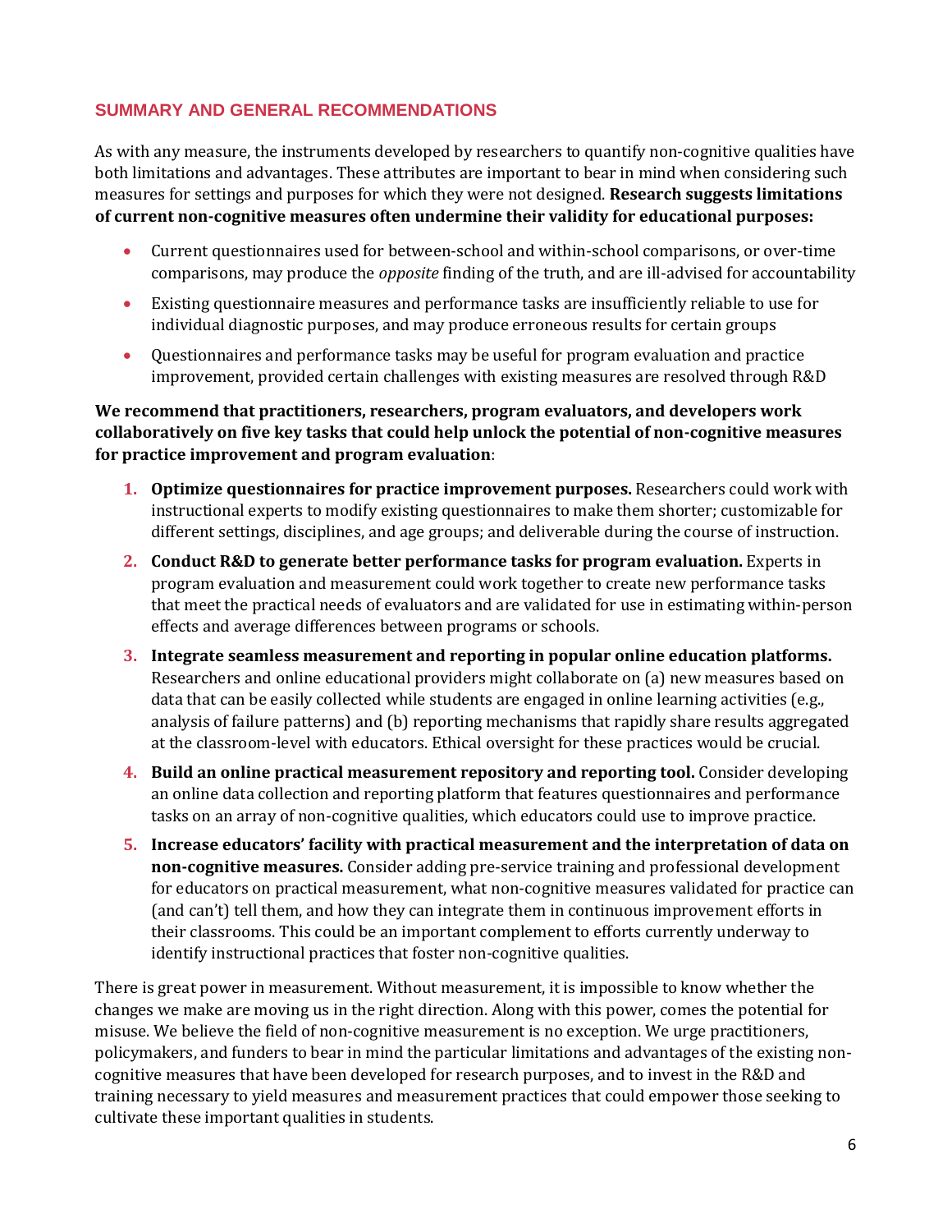## SUMMARY AND GENERAL RECOMMENDATIONS

As with any measure, the instruments developed by researchers to quantify non-cognitive qualities have both limitations and advantages. These attributes are important to bear in mind when considering such measures for settings and purposes for which they were not designed. **Research suggests limitations of current non-cognitive measures often undermine their validity for educational purposes:**

- Current questionnaires used for between-school and within-school comparisons, or over-time comparisons, may produce the *opposite* finding of the truth, and are ill-advised for accountability
- Existing questionnaire measures and performance tasks are insufficiently reliable to use for individual diagnostic purposes, and may produce erroneous results for certain groups
- Questionnaires and performance tasks may be useful for program evaluation and practice improvement, provided certain challenges with existing measures are resolved through R&D

**We recommend that practitioners, researchers, program evaluators, and developers work collaboratively on five key tasks that could help unlock the potential of non-cognitive measures for practice improvement and program evaluation**:

1. **Optimize questionnaires for practice improvement purposes.** Researchers could work with instructional experts to modify existing questionnaires to make them shorter; customizable for different settings, disciplines, and age groups; and deliverable during the course of instruction.
2. **Conduct R&D to generate better performance tasks for program evaluation.** Experts in program evaluation and measurement could work together to create new performance tasks that meet the practical needs of evaluators and are validated for use in estimating within-person effects and average differences between programs or schools.
3. **Integrate seamless measurement and reporting in popular online education platforms.** Researchers and online educational providers might collaborate on (a) new measures based on data that can be easily collected while students are engaged in online learning activities (e.g., analysis of failure patterns) and (b) reporting mechanisms that rapidly share results aggregated at the classroom-level with educators. Ethical oversight for these practices would be crucial.
4. **Build an online practical measurement repository and reporting tool.** Consider developing an online data collection and reporting platform that features questionnaires and performance tasks on an array of non-cognitive qualities, which educators could use to improve practice.
5. **Increase educators' facility with practical measurement and the interpretation of data on non-cognitive measures.** Consider adding pre-service training and professional development for educators on practical measurement, what non-cognitive measures validated for practice can (and can't) tell them, and how they can integrate them in continuous improvement efforts in their classrooms. This could be an important complement to efforts currently underway to identify instructional practices that foster non-cognitive qualities.

There is great power in measurement. Without measurement, it is impossible to know whether the changes we make are moving us in the right direction. Along with this power, comes the potential for misuse. We believe the field of non-cognitive measurement is no exception. We urge practitioners, policymakers, and funders to bear in mind the particular limitations and advantages of the existing non-cognitive measures that have been developed for research purposes, and to invest in the R&D and training necessary to yield measures and measurement practices that could empower those seeking to cultivate these important qualities in students.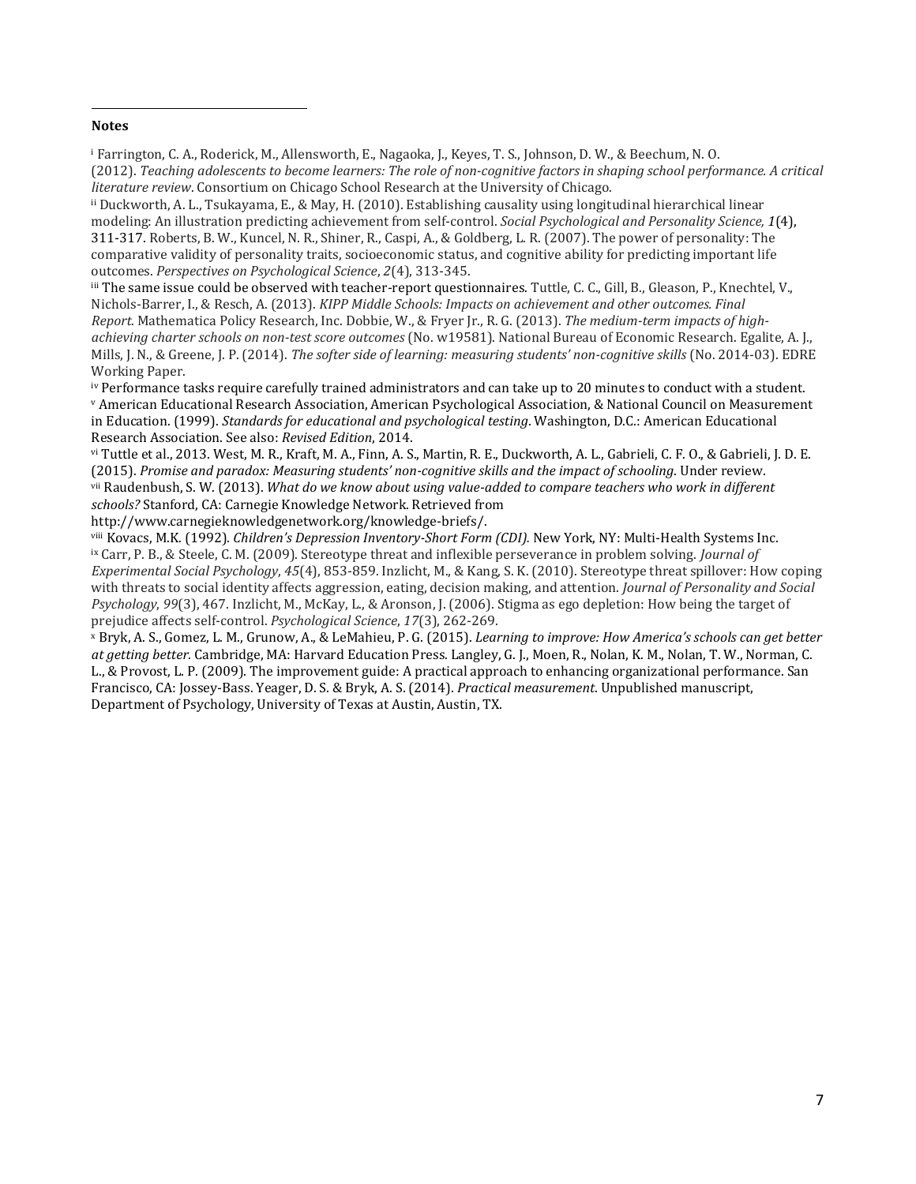**Notes**

[i] Farrington, C. A., Roderick, M., Allensworth, E., Nagaoka, J., Keyes, T. S., Johnson, D. W., & Beechum, N. O. (2012). *Teaching adolescents to become learners: The role of non-cognitive factors in shaping school performance. A critical literature review*. Consortium on Chicago School Research at the University of Chicago.

[ii] Duckworth, A. L., Tsukayama, E., & May, H. (2010). Establishing causality using longitudinal hierarchical linear modeling: An illustration predicting achievement from self-control. *Social Psychological and Personality Science, 1*(4), 311-317. Roberts, B. W., Kuncel, N. R., Shiner, R., Caspi, A., & Goldberg, L. R. (2007). The power of personality: The comparative validity of personality traits, socioeconomic status, and cognitive ability for predicting important life outcomes. *Perspectives on Psychological Science*, *2*(4), 313-345.

[iii] The same issue could be observed with teacher-report questionnaires. Tuttle, C. C., Gill, B., Gleason, P., Knechtel, V., Nichols-Barrer, I., & Resch, A. (2013). *KIPP Middle Schools: Impacts on achievement and other outcomes. Final Report.* Mathematica Policy Research, Inc. Dobbie, W., & Fryer Jr., R. G. (2013). *The medium-term impacts of high-achieving charter schools on non-test score outcomes* (No. w19581). National Bureau of Economic Research. Egalite, A. J., Mills, J. N., & Greene, J. P. (2014). *The softer side of learning: measuring students' non-cognitive skills* (No. 2014-03). EDRE Working Paper.

[iv] Performance tasks require carefully trained administrators and can take up to 20 minutes to conduct with a student.

[v] American Educational Research Association, American Psychological Association, & National Council on Measurement in Education. (1999). *Standards for educational and psychological testing*. Washington, D.C.: American Educational Research Association. See also: *Revised Edition*, 2014.

[vi] Tuttle et al., 2013. West, M. R., Kraft, M. A., Finn, A. S., Martin, R. E., Duckworth, A. L., Gabrieli, C. F. O., & Gabrieli, J. D. E. (2015). *Promise and paradox: Measuring students' non-cognitive skills and the impact of schooling.* Under review.

[vii] Raudenbush, S. W. (2013). *What do we know about using value-added to compare teachers who work in different schools?* Stanford, CA: Carnegie Knowledge Network. Retrieved from http://www.carnegieknowledgenetwork.org/knowledge-briefs/.

[viii] Kovacs, M.K. (1992). *Children's Depression Inventory-Short Form (CDI).* New York, NY: Multi-Health Systems Inc.

[ix] Carr, P. B., & Steele, C. M. (2009). Stereotype threat and inflexible perseverance in problem solving. *Journal of Experimental Social Psychology*, *45*(4), 853-859. Inzlicht, M., & Kang, S. K. (2010). Stereotype threat spillover: How coping with threats to social identity affects aggression, eating, decision making, and attention. *Journal of Personality and Social Psychology*, *99*(3), 467. Inzlicht, M., McKay, L., & Aronson, J. (2006). Stigma as ego depletion: How being the target of prejudice affects self-control. *Psychological Science*, *17*(3), 262-269.

[x] Bryk, A. S., Gomez, L. M., Grunow, A., & LeMahieu, P. G. (2015). *Learning to improve: How America's schools can get better at getting better.* Cambridge, MA: Harvard Education Press. Langley, G. J., Moen, R., Nolan, K. M., Nolan, T. W., Norman, C. L., & Provost, L. P. (2009). The improvement guide: A practical approach to enhancing organizational performance. San Francisco, CA: Jossey-Bass. Yeager, D. S. & Bryk, A. S. (2014). *Practical measurement*. Unpublished manuscript, Department of Psychology, University of Texas at Austin, Austin, TX.